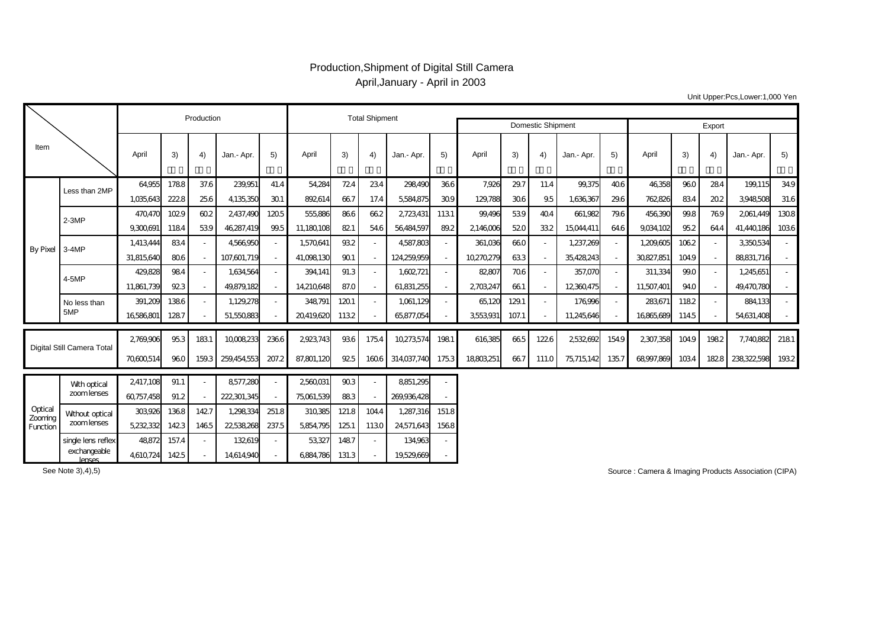# Production,Shipment of Digital Still Camera
## April,January - April in 2003

Unit Upper:Pcs,Lower:1,000 Yen

| Item | | Production | | | | | Total Shipment | | | | | Domestic Shipment | | | | | Export | | | | |
|---|---|---|---|---|---|---|---|---|---|---|---|---|---|---|---|---|---|---|---|---|---|
| | | April | 3) | 4) | Jan.- Apr. | 5) | April | 3) | 4) | Jan.- Apr. | 5) | April | 3) | 4) | Jan.- Apr. | 5) | April | 3) | 4) | Jan.- Apr. | 5) |
| By Pixel | Less than 2MP | 64,955 | 178.8 | 37.6 | 239,951 | 41.4 | 54,284 | 72.4 | 23.4 | 298,490 | 36.6 | 7,926 | 29.7 | 11.4 | 99,375 | 40.6 | 46,358 | 96.0 | 28.4 | 199,115 | 34.9 |
| | | 1,035,643 | 222.8 | 25.6 | 4,135,350 | 30.1 | 892,614 | 66.7 | 17.4 | 5,584,875 | 30.9 | 129,788 | 30.6 | 9.5 | 1,636,367 | 29.6 | 762,826 | 83.4 | 20.2 | 3,948,508 | 31.6 |
| | 2-3MP | 470,470 | 102.9 | 60.2 | 2,437,490 | 120.5 | 555,886 | 86.6 | 66.2 | 2,723,431 | 113.1 | 99,496 | 53.9 | 40.4 | 661,982 | 79.6 | 456,390 | 99.8 | 76.9 | 2,061,449 | 130.8 |
| | | 9,300,691 | 118.4 | 53.9 | 46,287,419 | 99.5 | 11,180,108 | 82.1 | 54.6 | 56,484,597 | 89.2 | 2,146,006 | 52.0 | 33.2 | 15,044,411 | 64.6 | 9,034,102 | 95.2 | 64.4 | 41,440,186 | 103.6 |
| | 3-4MP | 1,413,444 | 83.4 | - | 4,566,950 | - | 1,570,641 | 93.2 | - | 4,587,803 | - | 361,036 | 66.0 | - | 1,237,269 | - | 1,209,605 | 106.2 | - | 3,350,534 | - |
| | | 31,815,640 | 80.6 | - | 107,601,719 | - | 41,098,130 | 90.1 | - | 124,259,959 | - | 10,270,279 | 63.3 | - | 35,428,243 | - | 30,827,851 | 104.9 | - | 88,831,716 | - |
| | 4-5MP | 429,828 | 98.4 | - | 1,634,564 | - | 394,141 | 91.3 | - | 1,602,721 | - | 82,807 | 70.6 | - | 357,070 | - | 311,334 | 99.0 | - | 1,245,651 | - |
| | | 11,861,739 | 92.3 | - | 49,879,182 | - | 14,210,648 | 87.0 | - | 61,831,255 | - | 2,703,247 | 66.1 | - | 12,360,475 | - | 11,507,401 | 94.0 | - | 49,470,780 | - |
| | No less than 5MP | 391,209 | 138.6 | - | 1,129,278 | - | 348,791 | 120.1 | - | 1,061,129 | - | 65,120 | 129.1 | - | 176,996 | - | 283,671 | 118.2 | - | 884,133 | - |
| | | 16,586,801 | 128.7 | - | 51,550,883 | - | 20,419,620 | 113.2 | - | 65,877,054 | - | 3,553,931 | 107.1 | - | 11,245,646 | - | 16,865,689 | 114.5 | - | 54,631,408 | - |
| Digital Still Camera Total | | 2,769,906 | 95.3 | 183.1 | 10,008,233 | 236.6 | 2,923,743 | 93.6 | 175.4 | 10,273,574 | 198.1 | 616,385 | 66.5 | 122.6 | 2,532,692 | 154.9 | 2,307,358 | 104.9 | 198.2 | 7,740,882 | 218.1 |
| | | 70,600,514 | 96.0 | 159.3 | 259,454,553 | 207.2 | 87,801,120 | 92.5 | 160.6 | 314,037,740 | 175.3 | 18,803,251 | 66.7 | 111.0 | 75,715,142 | 135.7 | 68,997,869 | 103.4 | 182.8 | 238,322,598 | 193.2 |
| Optical Zooming Function | With optical zoom lenses | 2,417,108 | 91.1 | - | 8,577,280 | - | 2,560,031 | 90.3 | - | 8,851,295 | - | | | | | | | | | | |
| | | 60,757,458 | 91.2 | - | 222,301,345 | - | 75,061,539 | 88.3 | - | 269,936,428 | - | | | | | | | | | | |
| | Without optical zoom lenses | 303,926 | 136.8 | 142.7 | 1,298,334 | 251.8 | 310,385 | 121.8 | 104.4 | 1,287,316 | 151.8 | | | | | | | | | | |
| | | 5,232,332 | 142.3 | 146.5 | 22,538,268 | 237.5 | 5,854,795 | 125.1 | 113.0 | 24,571,643 | 156.8 | | | | | | | | | | |
| | single lens reflex exchangeable lenses | 48,872 | 157.4 | - | 132,619 | - | 53,327 | 148.7 | - | 134,963 | - | | | | | | | | | | |
| | | 4,610,724 | 142.5 | - | 14,614,940 | - | 6,884,786 | 131.3 | - | 19,529,669 | - | | | | | | | | | | |

See Note 3),4),5)

Source : Camera & Imaging Products Association (CIPA)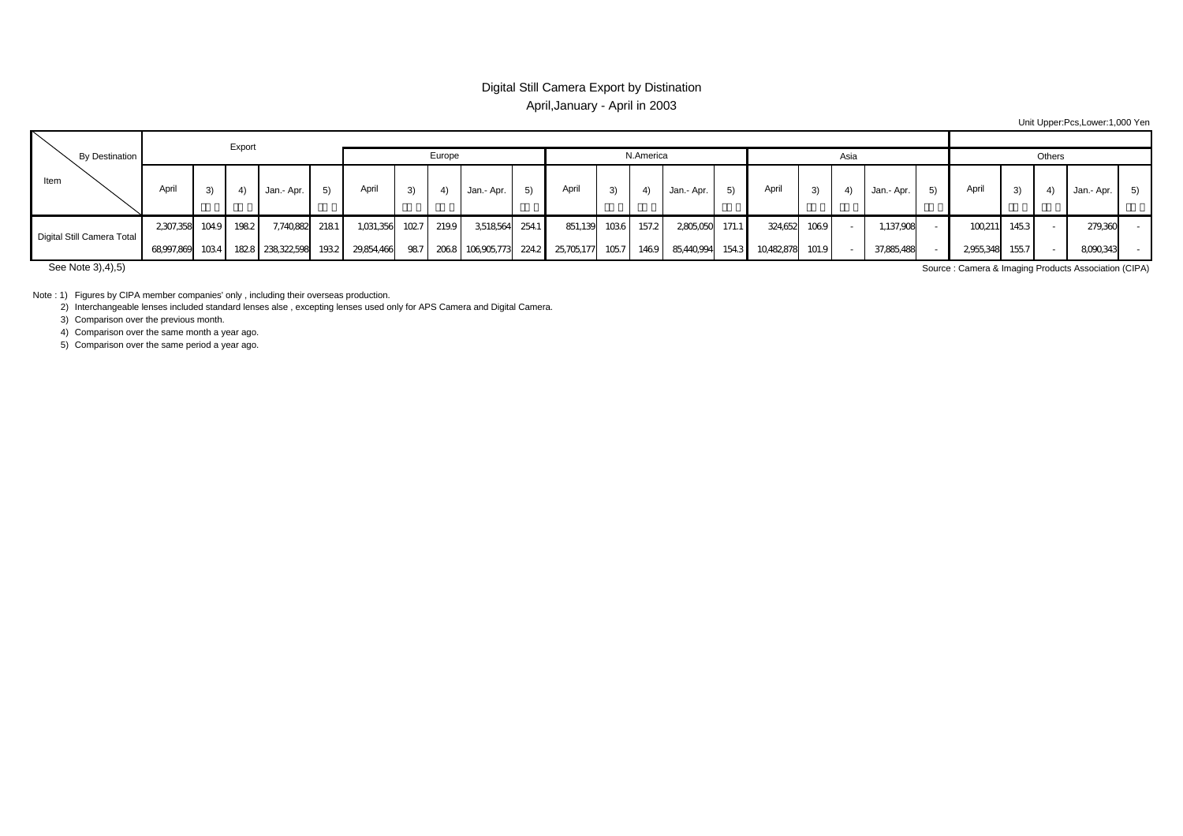# Digital Still Camera Export by Distination

April,January - April in 2003

Unit Upper:Pcs,Lower:1,000 Yen

| By Destination / Item | Export | | | | | Europe | | | | | N.America | | | | | Asia | | | | | Others | | | | |
|---|---|---|---|---|---|---|---|---|---|---|---|---|---|---|---|---|---|---|---|---|---|---|---|---|---|
| | April | 3) | 4) | Jan.- Apr. | 5) | April | 3) | 4) | Jan.- Apr. | 5) | April | 3) | 4) | Jan.- Apr. | 5) | April | 3) | 4) | Jan.- Apr. | 5) | April | 3) | 4) | Jan.- Apr. | 5) |
| Digital Still Camera Total | 2,307,358 | 104.9 | 198.2 | 7,740,882 | 218.1 | 1,031,356 | 102.7 | 219.9 | 3,518,564 | 254.1 | 851,139 | 103.6 | 157.2 | 2,805,050 | 171.1 | 324,652 | 106.9 | - | 1,137,908 | - | 100,211 | 145.3 | - | 279,360 | - |
| | 68,997,869 | 103.4 | 182.8 | 238,322,598 | 193.2 | 29,854,466 | 98.7 | 206.8 | 106,905,773 | 224.2 | 25,705,177 | 105.7 | 146.9 | 85,440,994 | 154.3 | 10,482,878 | 101.9 | - | 37,885,488 | - | 2,955,348 | 155.7 | - | 8,090,343 | - |

See Note 3),4),5)

Source : Camera & Imaging Products Association (CIPA)

Note : 1) Figures by CIPA member companies' only , including their overseas production.

2) Interchangeable lenses included standard lenses alse , excepting lenses used only for APS Camera and Digital Camera.

3) Comparison over the previous month.

4) Comparison over the same month a year ago.

5) Comparison over the same period a year ago.